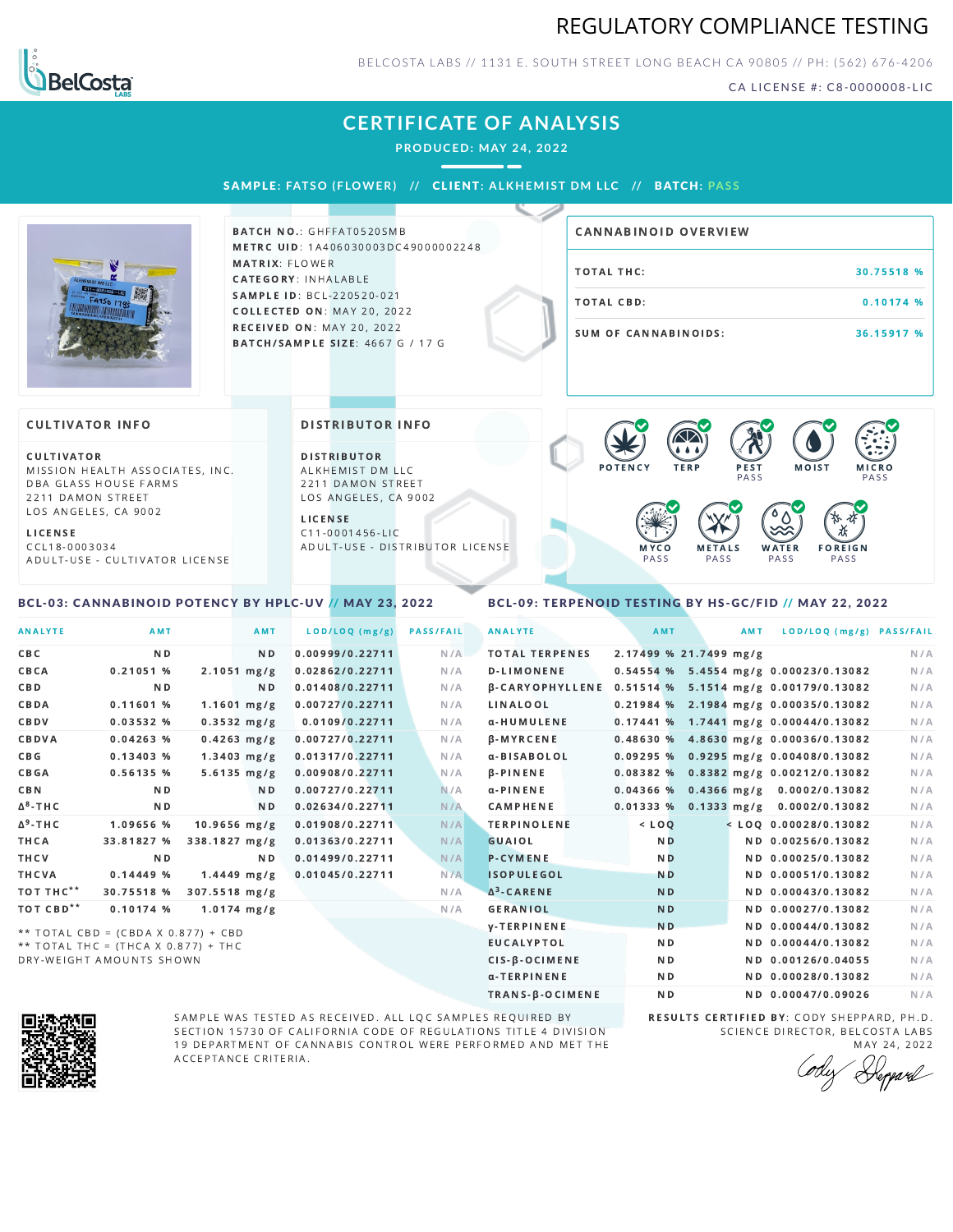# REGULATORY COMPLIANCE TESTING

BELCOSTA LABS // 1131 E. SOUTH STREET LONG BEACH CA 90805 // PH: (562) 676-4206

CA LICENSE #: C8-0000008-LIC

## CERTIFICATE OF ANALYSIS

**PRODUCED: MAY 24, 2022**

**SAMPLE:** FATSO (FLOWER) // **CLIENT:** ALKHEMIST DM LLC // **BATCH:** PASS

**BATCH NO.:** GHFFAT0520SMB
**METRC UID:** 1A406030003DC49000002248
**MATRIX:** FLOWER
**CATEGORY:** INHALABLE
**SAMPLE ID:** BCL-220520-021
**COLLECTED ON:** MAY 20, 2022
**RECEIVED ON:** MAY 20, 2022
**BATCH/SAMPLE SIZE:** 4667 G / 17 G

### CANNABINOID OVERVIEW

| | |
|---|---|
| TOTAL THC: | 30.75518 % |
| TOTAL CBD: | 0.10174 % |
| SUM OF CANNABINOIDS: | 36.15917 % |

### CULTIVATOR INFO

**CULTIVATOR**
MISSION HEALTH ASSOCIATES, INC.
DBA GLASS HOUSE FARMS
2211 DAMON STREET
LOS ANGELES, CA 9002

**LICENSE**
CCL18-0003034
ADULT-USE - CULTIVATOR LICENSE

### DISTRIBUTOR INFO

**DISTRIBUTOR**
ALKHEMIST DM LLC
2211 DAMON STREET
LOS ANGELES, CA 9002

**LICENSE**
C11-0001456-LIC
ADULT-USE - DISTRIBUTOR LICENSE

POTENCY | TERP | PEST PASS | MOIST | MICRO PASS | MYCO PASS | METALS PASS | WATER PASS | FOREIGN PASS

### BCL-03: CANNABINOID POTENCY BY HPLC-UV // MAY 23, 2022

| ANALYTE | AMT | AMT | LOD/LOQ (mg/g) | PASS/FAIL |
|---|---|---|---|---|
| CBC | ND | ND | 0.00999/0.22711 | N/A |
| CBCA | 0.21051 % | 2.1051 mg/g | 0.02862/0.22711 | N/A |
| CBD | ND | ND | 0.01408/0.22711 | N/A |
| CBDA | 0.11601 % | 1.1601 mg/g | 0.00727/0.22711 | N/A |
| CBDV | 0.03532 % | 0.3532 mg/g | 0.0109/0.22711 | N/A |
| CBDVA | 0.04263 % | 0.4263 mg/g | 0.00727/0.22711 | N/A |
| CBG | 0.13403 % | 1.3403 mg/g | 0.01317/0.22711 | N/A |
| CBGA | 0.56135 % | 5.6135 mg/g | 0.00908/0.22711 | N/A |
| CBN | ND | ND | 0.00727/0.22711 | N/A |
| $\Delta^8$-THC | ND | ND | 0.02634/0.22711 | N/A |
| $\Delta^9$-THC | 1.09656 % | 10.9656 mg/g | 0.01908/0.22711 | N/A |
| THCA | 33.81827 % | 338.1827 mg/g | 0.01363/0.22711 | N/A |
| THCV | ND | ND | 0.01499/0.22711 | N/A |
| THCVA | 0.14449 % | 1.4449 mg/g | 0.01045/0.22711 | N/A |
| TOT THC** | 30.75518 % | 307.5518 mg/g | | N/A |
| TOT CBD** | 0.10174 % | 1.0174 mg/g | | N/A |

** TOTAL CBD = (CBDA X 0.877) + CBD
** TOTAL THC = (THCA X 0.877) + THC
DRY-WEIGHT AMOUNTS SHOWN

### BCL-09: TERPENOID TESTING BY HS-GC/FID // MAY 22, 2022

| ANALYTE | AMT | AMT | LOD/LOQ (mg/g) | PASS/FAIL |
|---|---|---|---|---|
| TOTAL TERPENES | 2.17499 % | 21.7499 mg/g | | N/A |
| D-LIMONENE | 0.54554 % | 5.4554 mg/g | 0.00023/0.13082 | N/A |
| β-CARYOPHYLLENE | 0.51514 % | 5.1514 mg/g | 0.00179/0.13082 | N/A |
| LINALOOL | 0.21984 % | 2.1984 mg/g | 0.00035/0.13082 | N/A |
| α-HUMULENE | 0.17441 % | 1.7441 mg/g | 0.00044/0.13082 | N/A |
| β-MYRCENE | 0.48630 % | 4.8630 mg/g | 0.00036/0.13082 | N/A |
| α-BISABOLOL | 0.09295 % | 0.9295 mg/g | 0.00408/0.13082 | N/A |
| β-PINENE | 0.08382 % | 0.8382 mg/g | 0.00212/0.13082 | N/A |
| α-PINENE | 0.04366 % | 0.4366 mg/g | 0.0002/0.13082 | N/A |
| CAMPHENE | 0.01333 % | 0.1333 mg/g | 0.0002/0.13082 | N/A |
| TERPINOLENE | < LOQ | < LOQ | 0.00028/0.13082 | N/A |
| GUAIOL | ND | ND | 0.00256/0.13082 | N/A |
| P-CYMENE | ND | ND | 0.00025/0.13082 | N/A |
| ISOPULEGOL | ND | ND | 0.00051/0.13082 | N/A |
| $\Delta^3$-CARENE | ND | ND | 0.00043/0.13082 | N/A |
| GERANIOL | ND | ND | 0.00027/0.13082 | N/A |
| γ-TERPINENE | ND | ND | 0.00044/0.13082 | N/A |
| EUCALYPTOL | ND | ND | 0.00044/0.13082 | N/A |
| CIS-β-OCIMENE | ND | ND | 0.00126/0.04055 | N/A |
| α-TERPINENE | ND | ND | 0.00028/0.13082 | N/A |
| TRANS-β-OCIMENE | ND | ND | 0.00047/0.09026 | N/A |

SAMPLE WAS TESTED AS RECEIVED. ALL LQC SAMPLES REQUIRED BY SECTION 15730 OF CALIFORNIA CODE OF REGULATIONS TITLE 4 DIVISION 19 DEPARTMENT OF CANNABIS CONTROL WERE PERFORMED AND MET THE ACCEPTANCE CRITERIA.

**RESULTS CERTIFIED BY:** CODY SHEPPARD, PH.D.
SCIENCE DIRECTOR, BELCOSTA LABS
MAY 24, 2022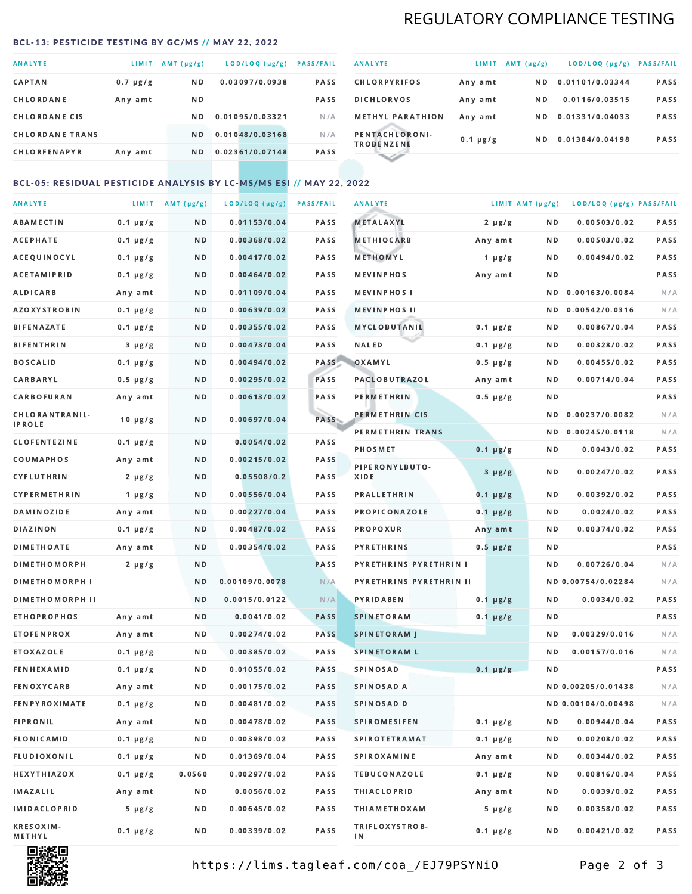## REGULATORY COMPLIANCE TESTING

### BCL-13: PESTICIDE TESTING BY GC/MS // MAY 22, 2022

| ANALYTE | LIMIT | AMT (μg/g) | LOD/LOQ (μg/g) | PASS/FAIL |
|---|---|---|---|---|
| CAPTAN | 0.7 μg/g | ND | 0.03097/0.0938 | PASS |
| CHLORDANE | Any amt | ND | | PASS |
| CHLORDANE CIS | | ND | 0.01095/0.03321 | N/A |
| CHLORDANE TRANS | | ND | 0.01048/0.03168 | N/A |
| CHLORFENAPYR | Any amt | ND | 0.02361/0.07148 | PASS |
| CHLORPYRIFOS | Any amt | ND | 0.01101/0.03344 | PASS |
| DICHLORVOS | Any amt | ND | 0.0116/0.03515 | PASS |
| METHYL PARATHION | Any amt | ND | 0.01331/0.04033 | PASS |
| PENTACHLORONITROBENZENE | 0.1 μg/g | ND | 0.01384/0.04198 | PASS |

### BCL-05: RESIDUAL PESTICIDE ANALYSIS BY LC-MS/MS ESI // MAY 22, 2022

| ANALYTE | LIMIT | AMT (μg/g) | LOD/LOQ (μg/g) | PASS/FAIL |
|---|---|---|---|---|
| ABAMECTIN | 0.1 μg/g | ND | 0.01153/0.04 | PASS |
| ACEPHATE | 0.1 μg/g | ND | 0.00368/0.02 | PASS |
| ACEQUINOCYL | 0.1 μg/g | ND | 0.00417/0.02 | PASS |
| ACETAMIPRID | 0.1 μg/g | ND | 0.00464/0.02 | PASS |
| ALDICARB | Any amt | ND | 0.01109/0.04 | PASS |
| AZOXYSTROBIN | 0.1 μg/g | ND | 0.00639/0.02 | PASS |
| BIFENAZATE | 0.1 μg/g | ND | 0.00355/0.02 | PASS |
| BIFENTHRIN | 3 μg/g | ND | 0.00473/0.04 | PASS |
| BOSCALID | 0.1 μg/g | ND | 0.00494/0.02 | PASS |
| CARBARYL | 0.5 μg/g | ND | 0.00295/0.02 | PASS |
| CARBOFURAN | Any amt | ND | 0.00613/0.02 | PASS |
| CHLORANTRANILIPROLE | 10 μg/g | ND | 0.00697/0.04 | PASS |
| CLOFENTEZINE | 0.1 μg/g | ND | 0.0054/0.02 | PASS |
| COUMAPHOS | Any amt | ND | 0.00215/0.02 | PASS |
| CYFLUTHRIN | 2 μg/g | ND | 0.05508/0.2 | PASS |
| CYPERMETHRIN | 1 μg/g | ND | 0.00556/0.04 | PASS |
| DAMINOZIDE | Any amt | ND | 0.00227/0.04 | PASS |
| DIAZINON | 0.1 μg/g | ND | 0.00487/0.02 | PASS |
| DIMETHOATE | Any amt | ND | 0.00354/0.02 | PASS |
| DIMETHOMORPH | 2 μg/g | ND | | PASS |
| DIMETHOMORPH I | | ND | 0.00109/0.0078 | N/A |
| DIMETHOMORPH II | | ND | 0.0015/0.0122 | N/A |
| ETHOPROPHOS | Any amt | ND | 0.0041/0.02 | PASS |
| ETOFENPROX | Any amt | ND | 0.00274/0.02 | PASS |
| ETOXAZOLE | 0.1 μg/g | ND | 0.00385/0.02 | PASS |
| FENHEXAMID | 0.1 μg/g | ND | 0.01055/0.02 | PASS |
| FENOXYCARB | Any amt | ND | 0.00175/0.02 | PASS |
| FENPYROXIMATE | 0.1 μg/g | ND | 0.00481/0.02 | PASS |
| FIPRONIL | Any amt | ND | 0.00478/0.02 | PASS |
| FLONICAMID | 0.1 μg/g | ND | 0.00398/0.02 | PASS |
| FLUDIOXONIL | 0.1 μg/g | ND | 0.01369/0.04 | PASS |
| HEXYTHIAZOX | 0.1 μg/g | 0.0560 | 0.00297/0.02 | PASS |
| IMAZALIL | Any amt | ND | 0.0056/0.02 | PASS |
| IMIDACLOPRID | 5 μg/g | ND | 0.00645/0.02 | PASS |
| KRESOXIM-METHYL | 0.1 μg/g | ND | 0.00339/0.02 | PASS |
| METALAXYL | 2 μg/g | ND | 0.00503/0.02 | PASS |
| METHIOCARB | Any amt | ND | 0.00503/0.02 | PASS |
| METHOMYL | 1 μg/g | ND | 0.00494/0.02 | PASS |
| MEVINPHOS | Any amt | ND | | PASS |
| MEVINPHOS I | | ND | 0.00163/0.0084 | N/A |
| MEVINPHOS II | | ND | 0.00542/0.0316 | N/A |
| MYCLOBUTANIL | 0.1 μg/g | ND | 0.00867/0.04 | PASS |
| NALED | 0.1 μg/g | ND | 0.00328/0.02 | PASS |
| OXAMYL | 0.5 μg/g | ND | 0.00455/0.02 | PASS |
| PACLOBUTRAZOL | Any amt | ND | 0.00714/0.04 | PASS |
| PERMETHRIN | 0.5 μg/g | ND | | PASS |
| PERMETHRIN CIS | | ND | 0.00237/0.0082 | N/A |
| PERMETHRIN TRANS | | ND | 0.00245/0.0118 | N/A |
| PHOSMET | 0.1 μg/g | ND | 0.0043/0.02 | PASS |
| PIPERONYLBUTOXIDE | 3 μg/g | ND | 0.00247/0.02 | PASS |
| PRALLETHRIN | 0.1 μg/g | ND | 0.00392/0.02 | PASS |
| PROPICONAZOLE | 0.1 μg/g | ND | 0.0024/0.02 | PASS |
| PROPOXUR | Any amt | ND | 0.00374/0.02 | PASS |
| PYRETHRINS | 0.5 μg/g | ND | | PASS |
| PYRETHRINS PYRETHRIN I | | ND | 0.00726/0.04 | N/A |
| PYRETHRINS PYRETHRIN II | | ND | 0.00754/0.02284 | N/A |
| PYRIDABEN | 0.1 μg/g | ND | 0.0034/0.02 | PASS |
| SPINETORAM | 0.1 μg/g | ND | | PASS |
| SPINETORAM J | | ND | 0.00329/0.016 | N/A |
| SPINETORAM L | | ND | 0.00157/0.016 | N/A |
| SPINOSAD | 0.1 μg/g | ND | | PASS |
| SPINOSAD A | | ND | 0.00205/0.01438 | N/A |
| SPINOSAD D | | ND | 0.00104/0.00498 | N/A |
| SPIROMESIFEN | 0.1 μg/g | ND | 0.00944/0.04 | PASS |
| SPIROTETRAMAT | 0.1 μg/g | ND | 0.00208/0.02 | PASS |
| SPIROXAMINE | Any amt | ND | 0.00344/0.02 | PASS |
| TEBUCONAZOLE | 0.1 μg/g | ND | 0.00816/0.04 | PASS |
| THIACLOPRID | Any amt | ND | 0.0039/0.02 | PASS |
| THIAMETHOXAM | 5 μg/g | ND | 0.00358/0.02 | PASS |
| TRIFLOXYSTROBIN | 0.1 μg/g | ND | 0.00421/0.02 | PASS |

https://lims.tagleaf.com/coa_/EJ79PSYNiO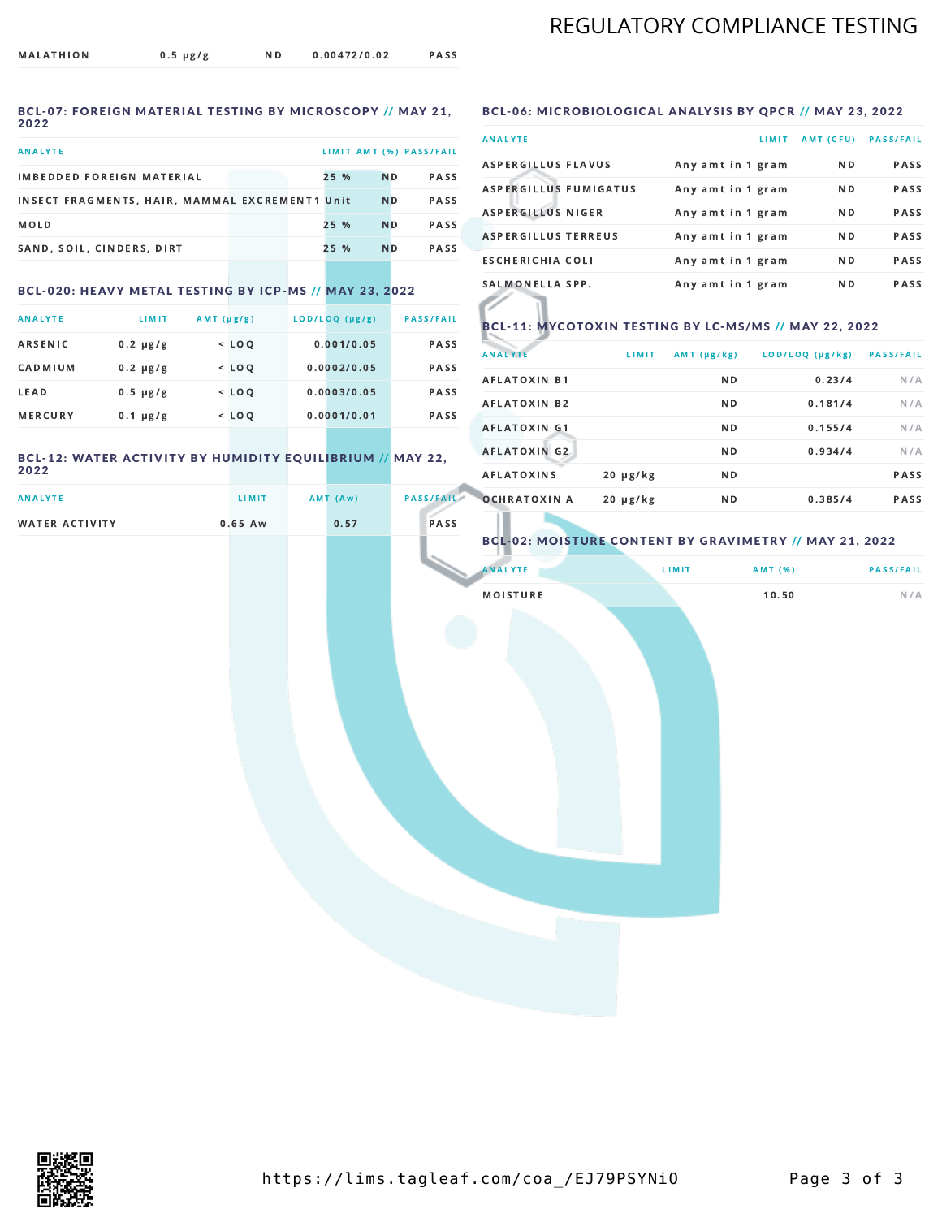## REGULATORY COMPLIANCE TESTING

| | | | | |
|---|---|---|---|---|
| MALATHION | 0.5 µg/g | ND | 0.00472/0.02 | PASS |

### BCL-07: FOREIGN MATERIAL TESTING BY MICROSCOPY // MAY 21, 2022

| ANALYTE | LIMIT | AMT (%) | PASS/FAIL |
|---|---|---|---|
| IMBEDDED FOREIGN MATERIAL | 25 % | ND | PASS |
| INSECT FRAGMENTS, HAIR, MAMMAL EXCREMENT | 1 Unit | ND | PASS |
| MOLD | 25 % | ND | PASS |
| SAND, SOIL, CINDERS, DIRT | 25 % | ND | PASS |

### BCL-020: HEAVY METAL TESTING BY ICP-MS // MAY 23, 2022

| ANALYTE | LIMIT | AMT (µg/g) | LOD/LOQ (µg/g) | PASS/FAIL |
|---|---|---|---|---|
| ARSENIC | 0.2 µg/g | < LOQ | 0.001/0.05 | PASS |
| CADMIUM | 0.2 µg/g | < LOQ | 0.0002/0.05 | PASS |
| LEAD | 0.5 µg/g | < LOQ | 0.0003/0.05 | PASS |
| MERCURY | 0.1 µg/g | < LOQ | 0.0001/0.01 | PASS |

### BCL-12: WATER ACTIVITY BY HUMIDITY EQUILIBRIUM // MAY 22, 2022

| ANALYTE | LIMIT | AMT (Aw) | PASS/FAIL |
|---|---|---|---|
| WATER ACTIVITY | 0.65 Aw | 0.57 | PASS |

### BCL-06: MICROBIOLOGICAL ANALYSIS BY QPCR // MAY 23, 2022

| ANALYTE | LIMIT | AMT (CFU) | PASS/FAIL |
|---|---|---|---|
| ASPERGILLUS FLAVUS | Any amt in 1 gram | ND | PASS |
| ASPERGILLUS FUMIGATUS | Any amt in 1 gram | ND | PASS |
| ASPERGILLUS NIGER | Any amt in 1 gram | ND | PASS |
| ASPERGILLUS TERREUS | Any amt in 1 gram | ND | PASS |
| ESCHERICHIA COLI | Any amt in 1 gram | ND | PASS |
| SALMONELLA SPP. | Any amt in 1 gram | ND | PASS |

### BCL-11: MYCOTOXIN TESTING BY LC-MS/MS // MAY 22, 2022

| ANALYTE | LIMIT | AMT (µg/kg) | LOD/LOQ (µg/kg) | PASS/FAIL |
|---|---|---|---|---|
| AFLATOXIN B1 | | ND | 0.23/4 | N/A |
| AFLATOXIN B2 | | ND | 0.181/4 | N/A |
| AFLATOXIN G1 | | ND | 0.155/4 | N/A |
| AFLATOXIN G2 | | ND | 0.934/4 | N/A |
| AFLATOXINS | 20 µg/kg | ND | | PASS |
| OCHRATOXIN A | 20 µg/kg | ND | 0.385/4 | PASS |

### BCL-02: MOISTURE CONTENT BY GRAVIMETRY // MAY 21, 2022

| ANALYTE | LIMIT | AMT (%) | PASS/FAIL |
|---|---|---|---|
| MOISTURE | | 10.50 | N/A |

https://lims.tagleaf.com/coa_/EJ79PSYNiO